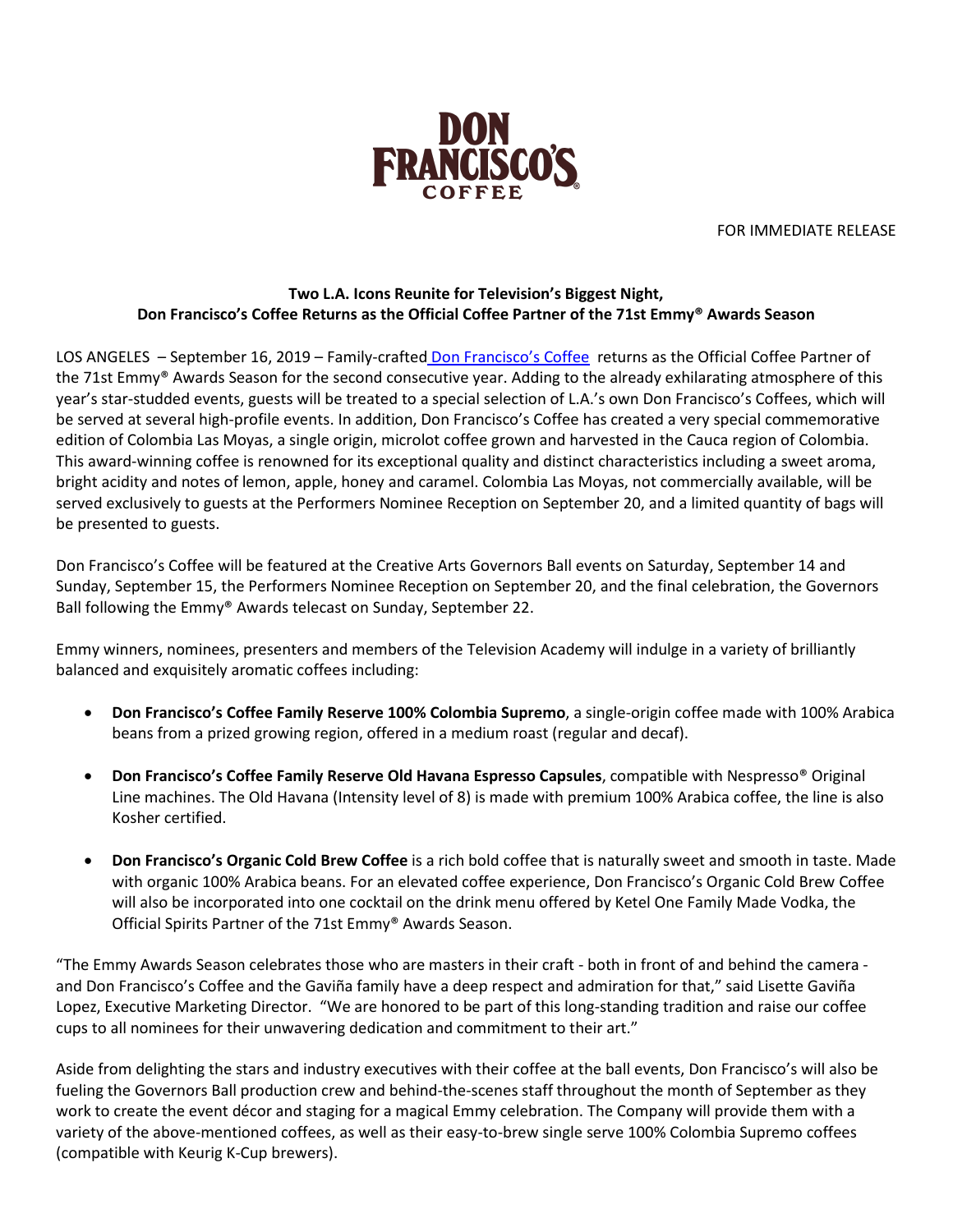DON FRANCISCO'S COFFEE

FOR IMMEDIATE RELEASE

**Two L.A. Icons Reunite for Television's Biggest Night,**
**Don Francisco's Coffee Returns as the Official Coffee Partner of the 71st Emmy® Awards Season**

LOS ANGELES – September 16, 2019 – Family-crafted Don Francisco's Coffee returns as the Official Coffee Partner of the 71st Emmy® Awards Season for the second consecutive year. Adding to the already exhilarating atmosphere of this year's star-studded events, guests will be treated to a special selection of L.A.'s own Don Francisco's Coffees, which will be served at several high-profile events. In addition, Don Francisco's Coffee has created a very special commemorative edition of Colombia Las Moyas, a single origin, microlot coffee grown and harvested in the Cauca region of Colombia. This award-winning coffee is renowned for its exceptional quality and distinct characteristics including a sweet aroma, bright acidity and notes of lemon, apple, honey and caramel. Colombia Las Moyas, not commercially available, will be served exclusively to guests at the Performers Nominee Reception on September 20, and a limited quantity of bags will be presented to guests.

Don Francisco's Coffee will be featured at the Creative Arts Governors Ball events on Saturday, September 14 and Sunday, September 15, the Performers Nominee Reception on September 20, and the final celebration, the Governors Ball following the Emmy® Awards telecast on Sunday, September 22.

Emmy winners, nominees, presenters and members of the Television Academy will indulge in a variety of brilliantly balanced and exquisitely aromatic coffees including:

- **Don Francisco's Coffee Family Reserve 100% Colombia Supremo**, a single-origin coffee made with 100% Arabica beans from a prized growing region, offered in a medium roast (regular and decaf).
- **Don Francisco's Coffee Family Reserve Old Havana Espresso Capsules**, compatible with Nespresso® Original Line machines. The Old Havana (Intensity level of 8) is made with premium 100% Arabica coffee, the line is also Kosher certified.
- **Don Francisco's Organic Cold Brew Coffee** is a rich bold coffee that is naturally sweet and smooth in taste. Made with organic 100% Arabica beans. For an elevated coffee experience, Don Francisco's Organic Cold Brew Coffee will also be incorporated into one cocktail on the drink menu offered by Ketel One Family Made Vodka, the Official Spirits Partner of the 71st Emmy® Awards Season.

"The Emmy Awards Season celebrates those who are masters in their craft - both in front of and behind the camera - and Don Francisco's Coffee and the Gaviña family have a deep respect and admiration for that," said Lisette Gaviña Lopez, Executive Marketing Director. "We are honored to be part of this long-standing tradition and raise our coffee cups to all nominees for their unwavering dedication and commitment to their art."

Aside from delighting the stars and industry executives with their coffee at the ball events, Don Francisco's will also be fueling the Governors Ball production crew and behind-the-scenes staff throughout the month of September as they work to create the event décor and staging for a magical Emmy celebration. The Company will provide them with a variety of the above-mentioned coffees, as well as their easy-to-brew single serve 100% Colombia Supremo coffees (compatible with Keurig K-Cup brewers).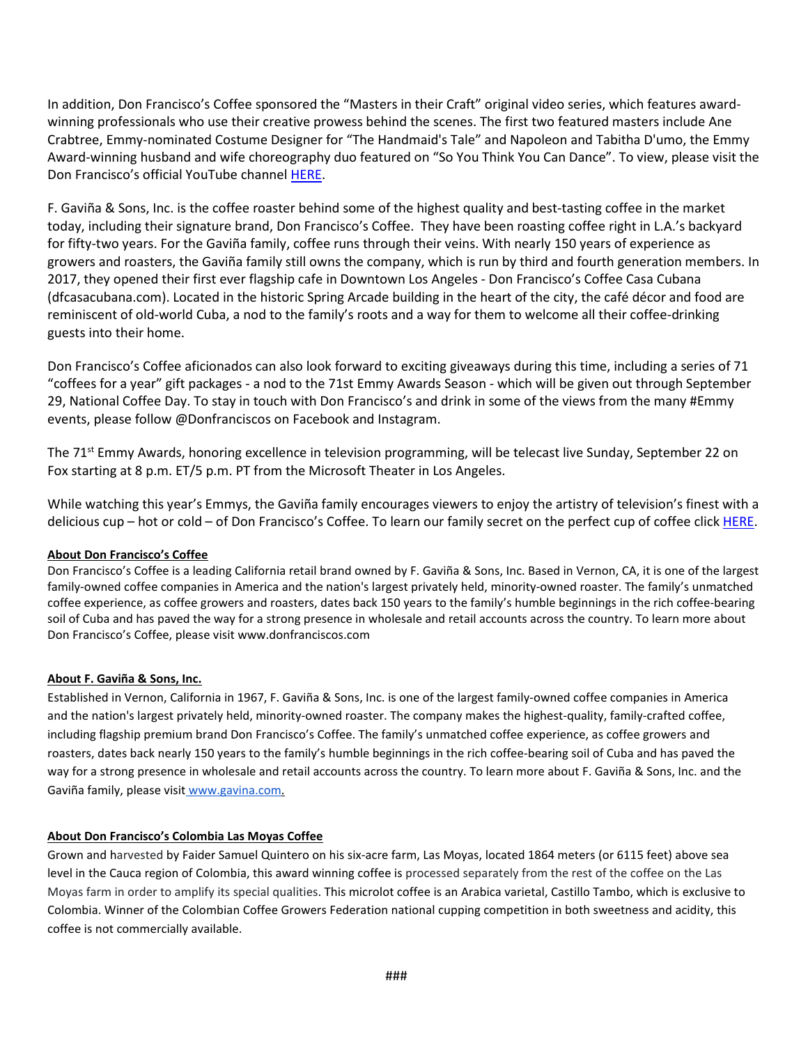In addition, Don Francisco's Coffee sponsored the "Masters in their Craft" original video series, which features award-winning professionals who use their creative prowess behind the scenes. The first two featured masters include Ane Crabtree, Emmy-nominated Costume Designer for "The Handmaid's Tale" and Napoleon and Tabitha D'umo, the Emmy Award-winning husband and wife choreography duo featured on "So You Think You Can Dance". To view, please visit the Don Francisco's official YouTube channel HERE.

F. Gaviña & Sons, Inc. is the coffee roaster behind some of the highest quality and best-tasting coffee in the market today, including their signature brand, Don Francisco's Coffee. They have been roasting coffee right in L.A.'s backyard for fifty-two years. For the Gaviña family, coffee runs through their veins. With nearly 150 years of experience as growers and roasters, the Gaviña family still owns the company, which is run by third and fourth generation members. In 2017, they opened their first ever flagship cafe in Downtown Los Angeles - Don Francisco's Coffee Casa Cubana (dfcasacubana.com). Located in the historic Spring Arcade building in the heart of the city, the café décor and food are reminiscent of old-world Cuba, a nod to the family's roots and a way for them to welcome all their coffee-drinking guests into their home.

Don Francisco's Coffee aficionados can also look forward to exciting giveaways during this time, including a series of 71 "coffees for a year" gift packages - a nod to the 71st Emmy Awards Season - which will be given out through September 29, National Coffee Day. To stay in touch with Don Francisco's and drink in some of the views from the many #Emmy events, please follow @Donfranciscos on Facebook and Instagram.

The 71st Emmy Awards, honoring excellence in television programming, will be telecast live Sunday, September 22 on Fox starting at 8 p.m. ET/5 p.m. PT from the Microsoft Theater in Los Angeles.

While watching this year's Emmys, the Gaviña family encourages viewers to enjoy the artistry of television's finest with a delicious cup – hot or cold – of Don Francisco's Coffee. To learn our family secret on the perfect cup of coffee click HERE.

**About Don Francisco's Coffee**

Don Francisco's Coffee is a leading California retail brand owned by F. Gaviña & Sons, Inc. Based in Vernon, CA, it is one of the largest family-owned coffee companies in America and the nation's largest privately held, minority-owned roaster. The family's unmatched coffee experience, as coffee growers and roasters, dates back 150 years to the family's humble beginnings in the rich coffee-bearing soil of Cuba and has paved the way for a strong presence in wholesale and retail accounts across the country. To learn more about Don Francisco's Coffee, please visit www.donfranciscos.com

**About F. Gaviña & Sons, Inc.**

Established in Vernon, California in 1967, F. Gaviña & Sons, Inc. is one of the largest family-owned coffee companies in America and the nation's largest privately held, minority-owned roaster. The company makes the highest-quality, family-crafted coffee, including flagship premium brand Don Francisco's Coffee. The family's unmatched coffee experience, as coffee growers and roasters, dates back nearly 150 years to the family's humble beginnings in the rich coffee-bearing soil of Cuba and has paved the way for a strong presence in wholesale and retail accounts across the country. To learn more about F. Gaviña & Sons, Inc. and the Gaviña family, please visit www.gavina.com.

**About Don Francisco's Colombia Las Moyas Coffee**

Grown and harvested by Faider Samuel Quintero on his six-acre farm, Las Moyas, located 1864 meters (or 6115 feet) above sea level in the Cauca region of Colombia, this award winning coffee is processed separately from the rest of the coffee on the Las Moyas farm in order to amplify its special qualities. This microlot coffee is an Arabica varietal, Castillo Tambo, which is exclusive to Colombia. Winner of the Colombian Coffee Growers Federation national cupping competition in both sweetness and acidity, this coffee is not commercially available.

###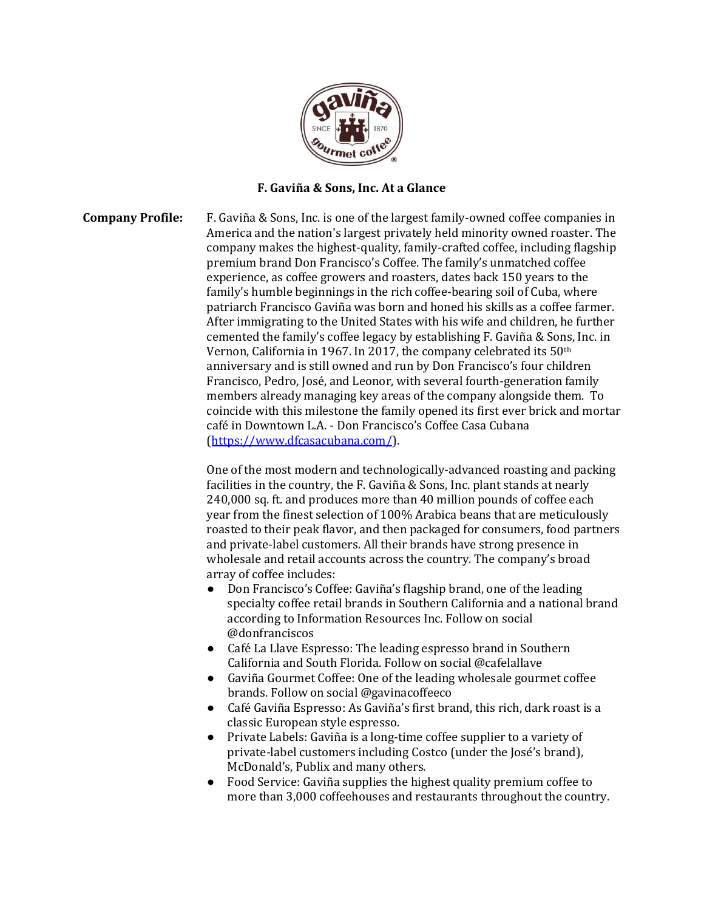**F. Gaviña & Sons, Inc. At a Glance**

**Company Profile:**

F. Gaviña & Sons, Inc. is one of the largest family-owned coffee companies in America and the nation's largest privately held minority owned roaster. The company makes the highest-quality, family-crafted coffee, including flagship premium brand Don Francisco's Coffee. The family's unmatched coffee experience, as coffee growers and roasters, dates back 150 years to the family's humble beginnings in the rich coffee-bearing soil of Cuba, where patriarch Francisco Gaviña was born and honed his skills as a coffee farmer. After immigrating to the United States with his wife and children, he further cemented the family's coffee legacy by establishing F. Gaviña & Sons, Inc. in Vernon, California in 1967. In 2017, the company celebrated its 50th anniversary and is still owned and run by Don Francisco's four children Francisco, Pedro, José, and Leonor, with several fourth-generation family members already managing key areas of the company alongside them. To coincide with this milestone the family opened its first ever brick and mortar café in Downtown L.A. - Don Francisco's Coffee Casa Cubana (https://www.dfcasacubana.com/).

One of the most modern and technologically-advanced roasting and packing facilities in the country, the F. Gaviña & Sons, Inc. plant stands at nearly 240,000 sq. ft. and produces more than 40 million pounds of coffee each year from the finest selection of 100% Arabica beans that are meticulously roasted to their peak flavor, and then packaged for consumers, food partners and private-label customers. All their brands have strong presence in wholesale and retail accounts across the country. The company's broad array of coffee includes:

- Don Francisco's Coffee: Gaviña's flagship brand, one of the leading specialty coffee retail brands in Southern California and a national brand according to Information Resources Inc. Follow on social @donfranciscos
- Café La Llave Espresso: The leading espresso brand in Southern California and South Florida. Follow on social @cafelallave
- Gaviña Gourmet Coffee: One of the leading wholesale gourmet coffee brands. Follow on social @gavinacoffeeco
- Café Gaviña Espresso: As Gaviña's first brand, this rich, dark roast is a classic European style espresso.
- Private Labels: Gaviña is a long-time coffee supplier to a variety of private-label customers including Costco (under the José's brand), McDonald's, Publix and many others.
- Food Service: Gaviña supplies the highest quality premium coffee to more than 3,000 coffeehouses and restaurants throughout the country.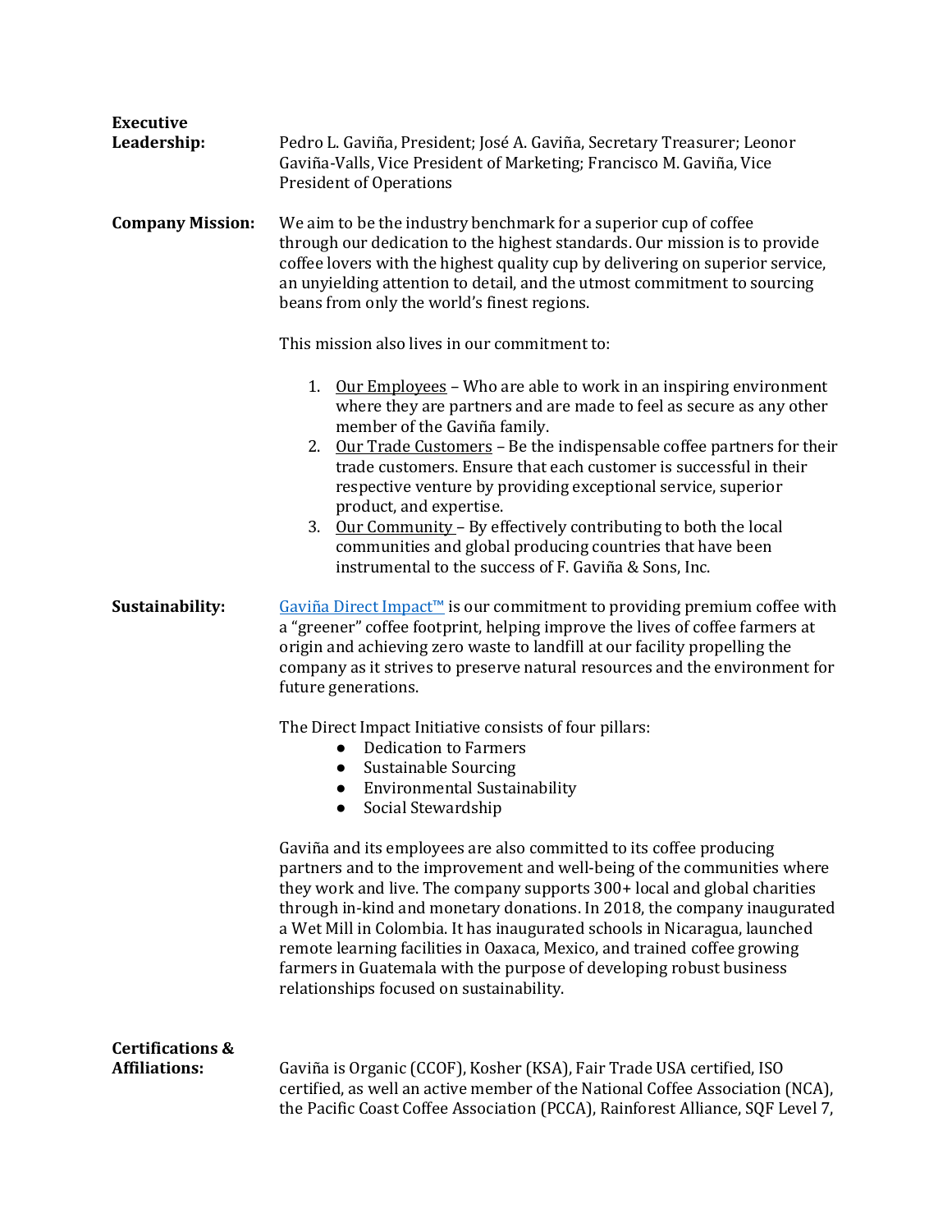**Executive Leadership:** Pedro L. Gaviña, President; José A. Gaviña, Secretary Treasurer; Leonor Gaviña-Valls, Vice President of Marketing; Francisco M. Gaviña, Vice President of Operations

**Company Mission:** We aim to be the industry benchmark for a superior cup of coffee through our dedication to the highest standards. Our mission is to provide coffee lovers with the highest quality cup by delivering on superior service, an unyielding attention to detail, and the utmost commitment to sourcing beans from only the world's finest regions.

This mission also lives in our commitment to:

1. Our Employees – Who are able to work in an inspiring environment where they are partners and are made to feel as secure as any other member of the Gaviña family.
2. Our Trade Customers – Be the indispensable coffee partners for their trade customers. Ensure that each customer is successful in their respective venture by providing exceptional service, superior product, and expertise.
3. Our Community – By effectively contributing to both the local communities and global producing countries that have been instrumental to the success of F. Gaviña & Sons, Inc.

**Sustainability:** Gaviña Direct Impact™ is our commitment to providing premium coffee with a "greener" coffee footprint, helping improve the lives of coffee farmers at origin and achieving zero waste to landfill at our facility propelling the company as it strives to preserve natural resources and the environment for future generations.

The Direct Impact Initiative consists of four pillars:

- Dedication to Farmers
- Sustainable Sourcing
- Environmental Sustainability
- Social Stewardship

Gaviña and its employees are also committed to its coffee producing partners and to the improvement and well-being of the communities where they work and live. The company supports 300+ local and global charities through in-kind and monetary donations. In 2018, the company inaugurated a Wet Mill in Colombia. It has inaugurated schools in Nicaragua, launched remote learning facilities in Oaxaca, Mexico, and trained coffee growing farmers in Guatemala with the purpose of developing robust business relationships focused on sustainability.

**Certifications & Affiliations:** Gaviña is Organic (CCOF), Kosher (KSA), Fair Trade USA certified, ISO certified, as well an active member of the National Coffee Association (NCA), the Pacific Coast Coffee Association (PCCA), Rainforest Alliance, SQF Level 7,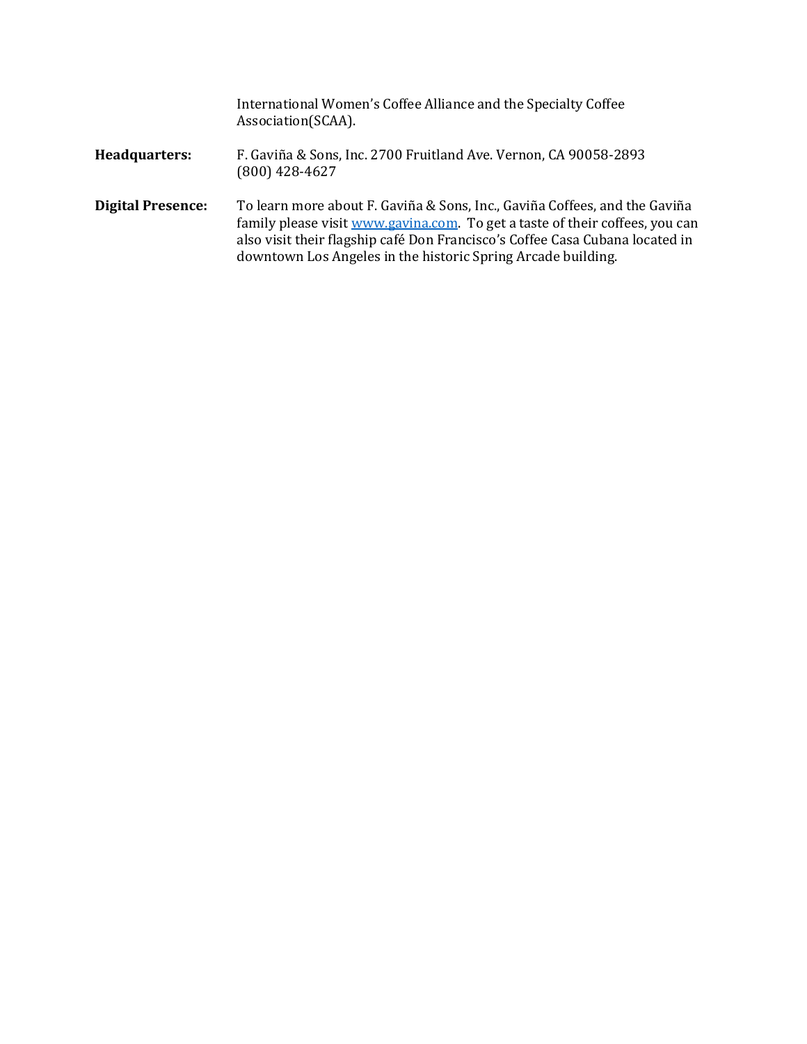International Women’s Coffee Alliance and the Specialty Coffee Association(SCAA).

**Headquarters:** F. Gaviña & Sons, Inc. 2700 Fruitland Ave. Vernon, CA 90058-2893
(800) 428-4627

**Digital Presence:** To learn more about F. Gaviña & Sons, Inc., Gaviña Coffees, and the Gaviña family please visit www.gavina.com. To get a taste of their coffees, you can also visit their flagship café Don Francisco’s Coffee Casa Cubana located in downtown Los Angeles in the historic Spring Arcade building.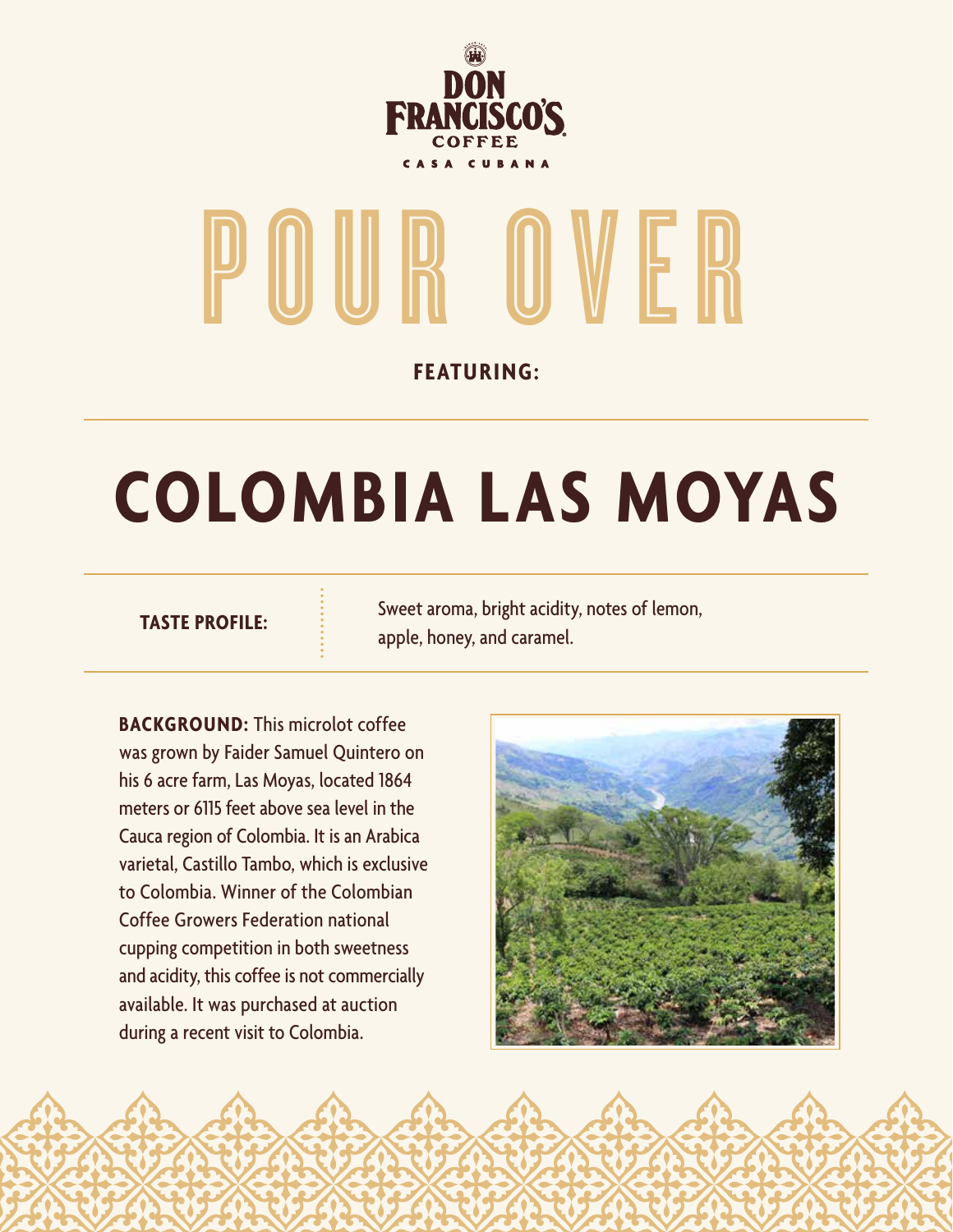DON FRANCISCO'S COFFEE

CASA CUBANA

# POUR OVER

**FEATURING:**

## COLOMBIA LAS MOYAS

**TASTE PROFILE:** Sweet aroma, bright acidity, notes of lemon, apple, honey, and caramel.

**BACKGROUND:** This microlot coffee was grown by Faider Samuel Quintero on his 6 acre farm, Las Moyas, located 1864 meters or 6115 feet above sea level in the Cauca region of Colombia. It is an Arabica varietal, Castillo Tambo, which is exclusive to Colombia. Winner of the Colombian Coffee Growers Federation national cupping competition in both sweetness and acidity, this coffee is not commercially available. It was purchased at auction during a recent visit to Colombia.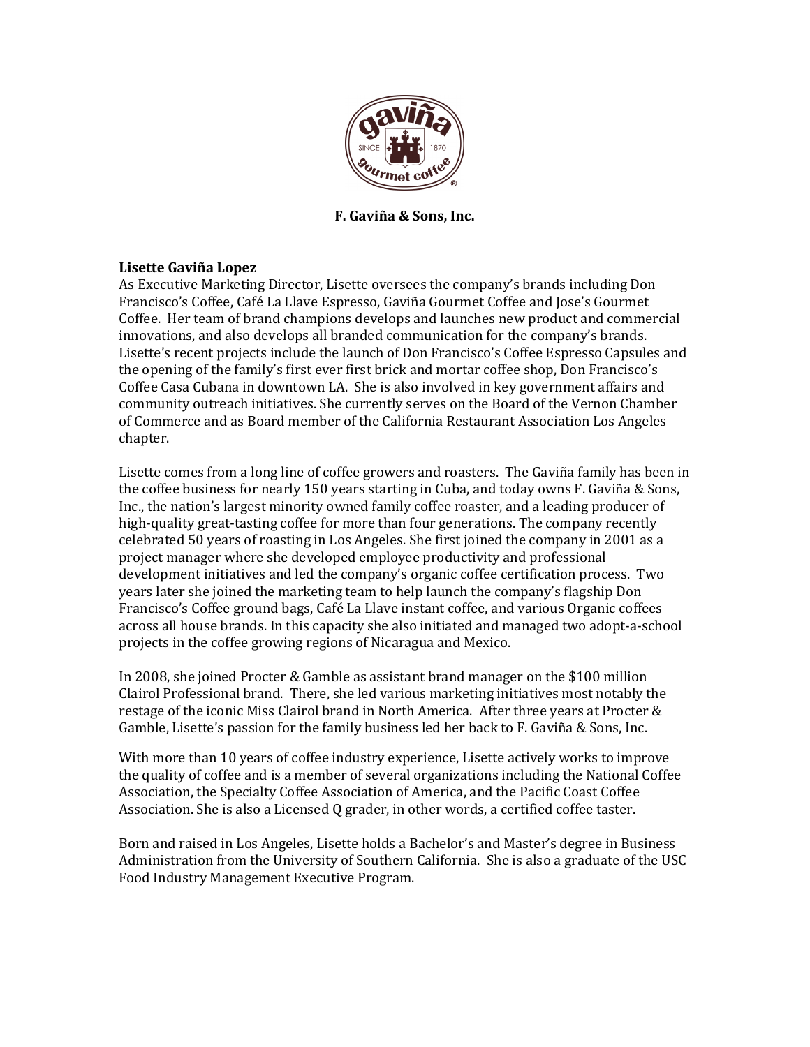**F. Gaviña & Sons, Inc.**

**Lisette Gaviña Lopez**

As Executive Marketing Director, Lisette oversees the company's brands including Don Francisco's Coffee, Café La Llave Espresso, Gaviña Gourmet Coffee and Jose's Gourmet Coffee. Her team of brand champions develops and launches new product and commercial innovations, and also develops all branded communication for the company's brands. Lisette's recent projects include the launch of Don Francisco's Coffee Espresso Capsules and the opening of the family's first ever first brick and mortar coffee shop, Don Francisco's Coffee Casa Cubana in downtown LA. She is also involved in key government affairs and community outreach initiatives. She currently serves on the Board of the Vernon Chamber of Commerce and as Board member of the California Restaurant Association Los Angeles chapter.

Lisette comes from a long line of coffee growers and roasters. The Gaviña family has been in the coffee business for nearly 150 years starting in Cuba, and today owns F. Gaviña & Sons, Inc., the nation's largest minority owned family coffee roaster, and a leading producer of high-quality great-tasting coffee for more than four generations. The company recently celebrated 50 years of roasting in Los Angeles. She first joined the company in 2001 as a project manager where she developed employee productivity and professional development initiatives and led the company's organic coffee certification process. Two years later she joined the marketing team to help launch the company's flagship Don Francisco's Coffee ground bags, Café La Llave instant coffee, and various Organic coffees across all house brands. In this capacity she also initiated and managed two adopt-a-school projects in the coffee growing regions of Nicaragua and Mexico.

In 2008, she joined Procter & Gamble as assistant brand manager on the $100 million Clairol Professional brand. There, she led various marketing initiatives most notably the restage of the iconic Miss Clairol brand in North America. After three years at Procter & Gamble, Lisette's passion for the family business led her back to F. Gaviña & Sons, Inc.

With more than 10 years of coffee industry experience, Lisette actively works to improve the quality of coffee and is a member of several organizations including the National Coffee Association, the Specialty Coffee Association of America, and the Pacific Coast Coffee Association. She is also a Licensed Q grader, in other words, a certified coffee taster.

Born and raised in Los Angeles, Lisette holds a Bachelor's and Master's degree in Business Administration from the University of Southern California. She is also a graduate of the USC Food Industry Management Executive Program.